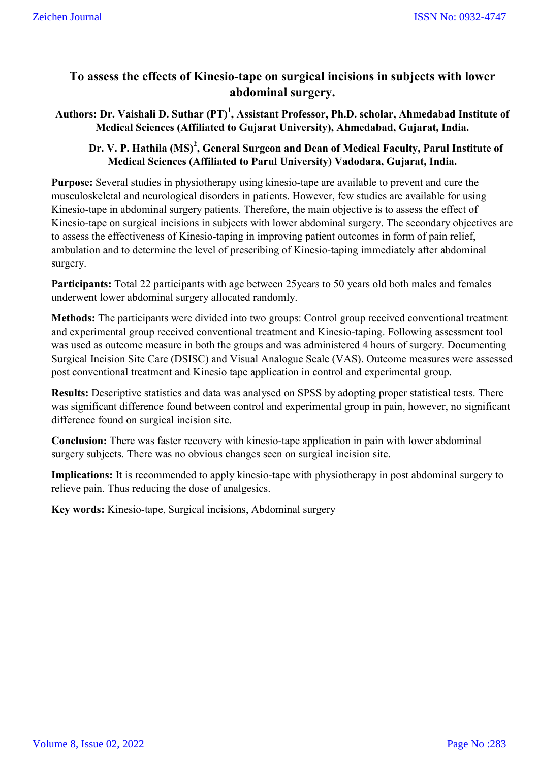# To assess the effects of Kinesio-tape on surgical incisions in subjects with lower abdominal surgery.

**Authors: Dr. Vaishali D. Suthar (PT)[1], Assistant Professor, Ph.D. scholar, Ahmedabad Institute of Medical Sciences (Affiliated to Gujarat University), Ahmedabad, Gujarat, India.**

**Dr. V. P. Hathila (MS)[2], General Surgeon and Dean of Medical Faculty, Parul Institute of Medical Sciences (Affiliated to Parul University) Vadodara, Gujarat, India.**

**Purpose:** Several studies in physiotherapy using kinesio-tape are available to prevent and cure the musculoskeletal and neurological disorders in patients. However, few studies are available for using Kinesio-tape in abdominal surgery patients. Therefore, the main objective is to assess the effect of Kinesio-tape on surgical incisions in subjects with lower abdominal surgery. The secondary objectives are to assess the effectiveness of Kinesio-taping in improving patient outcomes in form of pain relief, ambulation and to determine the level of prescribing of Kinesio-taping immediately after abdominal surgery.

**Participants:** Total 22 participants with age between 25years to 50 years old both males and females underwent lower abdominal surgery allocated randomly.

**Methods:** The participants were divided into two groups: Control group received conventional treatment and experimental group received conventional treatment and Kinesio-taping. Following assessment tool was used as outcome measure in both the groups and was administered 4 hours of surgery. Documenting Surgical Incision Site Care (DSISC) and Visual Analogue Scale (VAS). Outcome measures were assessed post conventional treatment and Kinesio tape application in control and experimental group.

**Results:** Descriptive statistics and data was analysed on SPSS by adopting proper statistical tests. There was significant difference found between control and experimental group in pain, however, no significant difference found on surgical incision site.

**Conclusion:** There was faster recovery with kinesio-tape application in pain with lower abdominal surgery subjects. There was no obvious changes seen on surgical incision site.

**Implications:** It is recommended to apply kinesio-tape with physiotherapy in post abdominal surgery to relieve pain. Thus reducing the dose of analgesics.

**Key words:** Kinesio-tape, Surgical incisions, Abdominal surgery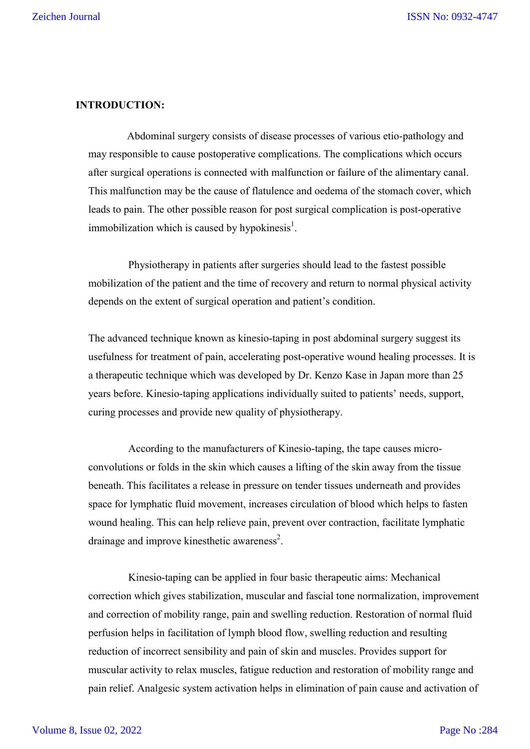## INTRODUCTION:

Abdominal surgery consists of disease processes of various etio-pathology and may responsible to cause postoperative complications. The complications which occurs after surgical operations is connected with malfunction or failure of the alimentary canal. This malfunction may be the cause of flatulence and oedema of the stomach cover, which leads to pain. The other possible reason for post surgical complication is post-operative immobilization which is caused by hypokinesis[1].

Physiotherapy in patients after surgeries should lead to the fastest possible mobilization of the patient and the time of recovery and return to normal physical activity depends on the extent of surgical operation and patient's condition.

The advanced technique known as kinesio-taping in post abdominal surgery suggest its usefulness for treatment of pain, accelerating post-operative wound healing processes. It is a therapeutic technique which was developed by Dr. Kenzo Kase in Japan more than 25 years before. Kinesio-taping applications individually suited to patients' needs, support, curing processes and provide new quality of physiotherapy.

According to the manufacturers of Kinesio-taping, the tape causes micro-convolutions or folds in the skin which causes a lifting of the skin away from the tissue beneath. This facilitates a release in pressure on tender tissues underneath and provides space for lymphatic fluid movement, increases circulation of blood which helps to fasten wound healing. This can help relieve pain, prevent over contraction, facilitate lymphatic drainage and improve kinesthetic awareness[2].

Kinesio-taping can be applied in four basic therapeutic aims: Mechanical correction which gives stabilization, muscular and fascial tone normalization, improvement and correction of mobility range, pain and swelling reduction. Restoration of normal fluid perfusion helps in facilitation of lymph blood flow, swelling reduction and resulting reduction of incorrect sensibility and pain of skin and muscles. Provides support for muscular activity to relax muscles, fatigue reduction and restoration of mobility range and pain relief. Analgesic system activation helps in elimination of pain cause and activation of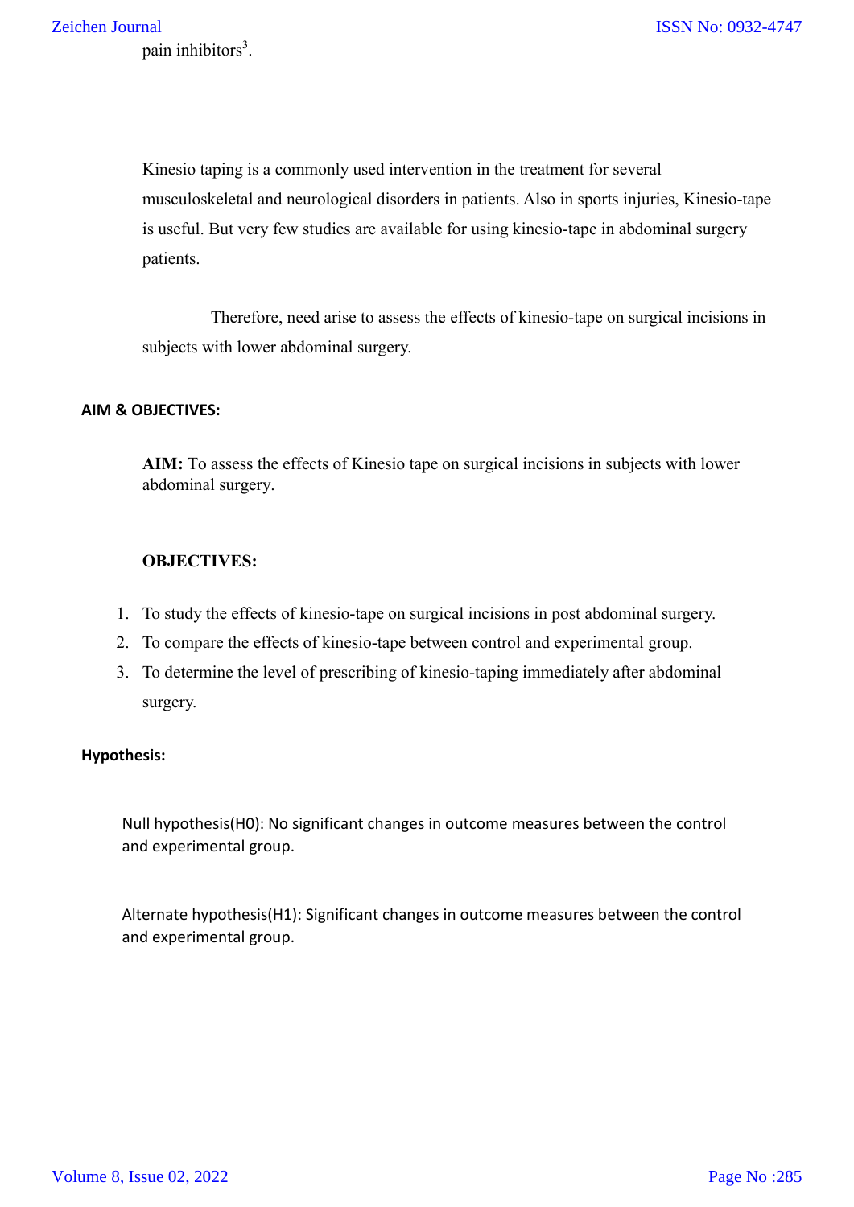pain inhibitors[3].

Kinesio taping is a commonly used intervention in the treatment for several musculoskeletal and neurological disorders in patients. Also in sports injuries, Kinesio-tape is useful. But very few studies are available for using kinesio-tape in abdominal surgery patients.

Therefore, need arise to assess the effects of kinesio-tape on surgical incisions in subjects with lower abdominal surgery.

## AIM & OBJECTIVES:

**AIM:** To assess the effects of Kinesio tape on surgical incisions in subjects with lower abdominal surgery.

**OBJECTIVES:**

1. To study the effects of kinesio-tape on surgical incisions in post abdominal surgery.
2. To compare the effects of kinesio-tape between control and experimental group.
3. To determine the level of prescribing of kinesio-taping immediately after abdominal surgery.

## Hypothesis:

Null hypothesis(H0): No significant changes in outcome measures between the control and experimental group.

Alternate hypothesis(H1): Significant changes in outcome measures between the control and experimental group.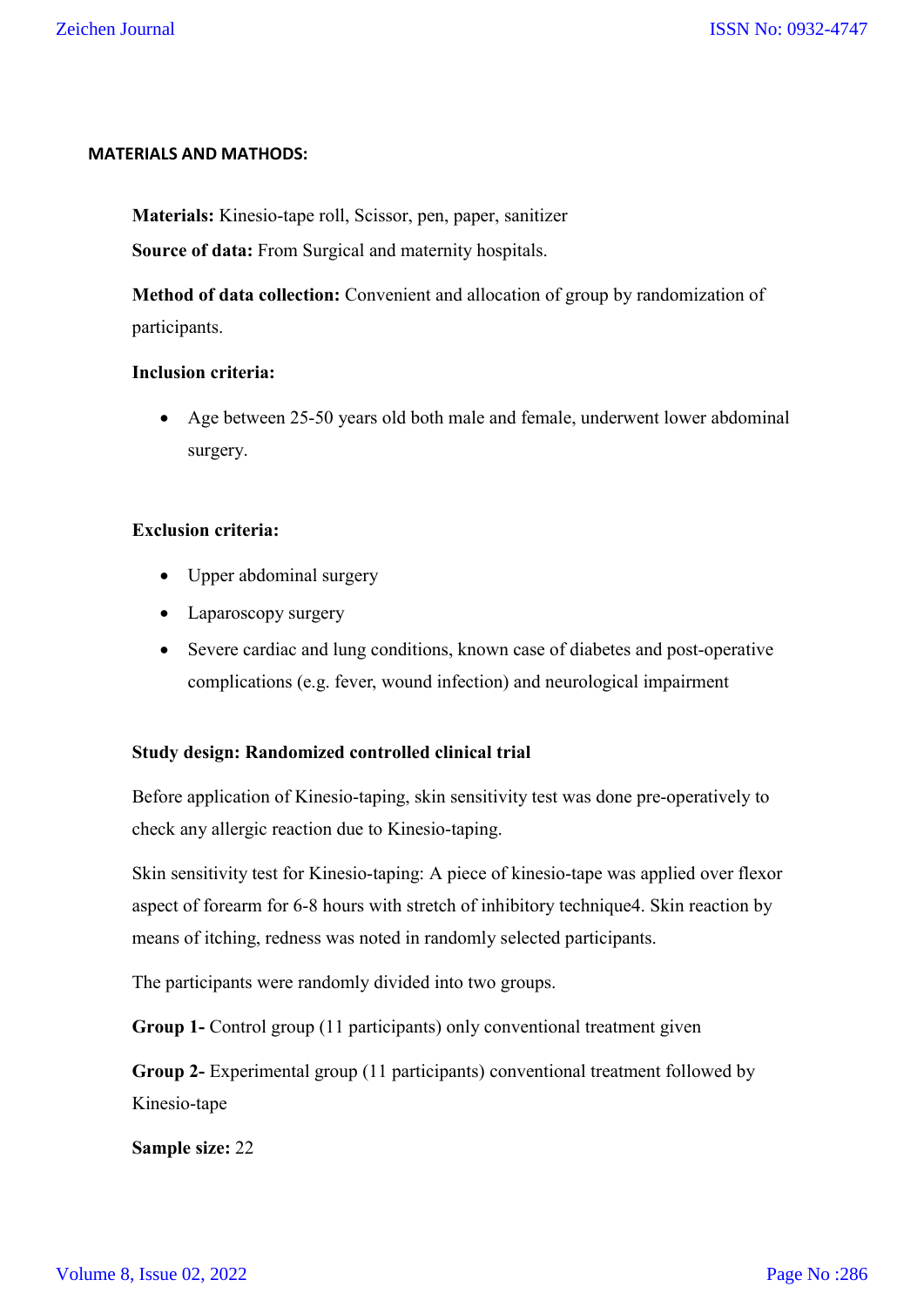## MATERIALS AND MATHODS:

**Materials:** Kinesio-tape roll, Scissor, pen, paper, sanitizer

**Source of data:** From Surgical and maternity hospitals.

**Method of data collection:** Convenient and allocation of group by randomization of participants.

**Inclusion criteria:**

- Age between 25-50 years old both male and female, underwent lower abdominal surgery.

**Exclusion criteria:**

- Upper abdominal surgery
- Laparoscopy surgery
- Severe cardiac and lung conditions, known case of diabetes and post-operative complications (e.g. fever, wound infection) and neurological impairment

**Study design: Randomized controlled clinical trial**

Before application of Kinesio-taping, skin sensitivity test was done pre-operatively to check any allergic reaction due to Kinesio-taping.

Skin sensitivity test for Kinesio-taping: A piece of kinesio-tape was applied over flexor aspect of forearm for 6-8 hours with stretch of inhibitory technique4. Skin reaction by means of itching, redness was noted in randomly selected participants.

The participants were randomly divided into two groups.

**Group 1-** Control group (11 participants) only conventional treatment given

**Group 2-** Experimental group (11 participants) conventional treatment followed by Kinesio-tape

**Sample size:** 22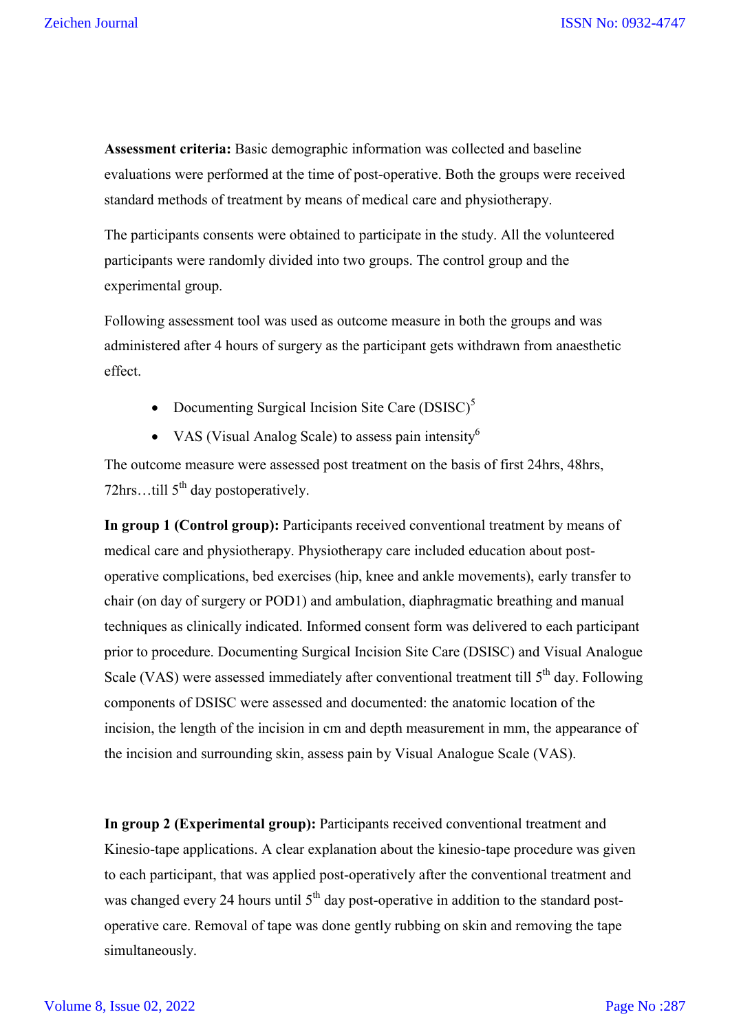**Assessment criteria:** Basic demographic information was collected and baseline evaluations were performed at the time of post-operative. Both the groups were received standard methods of treatment by means of medical care and physiotherapy.

The participants consents were obtained to participate in the study. All the volunteered participants were randomly divided into two groups. The control group and the experimental group.

Following assessment tool was used as outcome measure in both the groups and was administered after 4 hours of surgery as the participant gets withdrawn from anaesthetic effect.

- Documenting Surgical Incision Site Care (DSISC)[5]
- VAS (Visual Analog Scale) to assess pain intensity[6]

The outcome measure were assessed post treatment on the basis of first 24hrs, 48hrs, 72hrs…till 5th day postoperatively.

**In group 1 (Control group):** Participants received conventional treatment by means of medical care and physiotherapy. Physiotherapy care included education about post-operative complications, bed exercises (hip, knee and ankle movements), early transfer to chair (on day of surgery or POD1) and ambulation, diaphragmatic breathing and manual techniques as clinically indicated. Informed consent form was delivered to each participant prior to procedure. Documenting Surgical Incision Site Care (DSISC) and Visual Analogue Scale (VAS) were assessed immediately after conventional treatment till 5th day. Following components of DSISC were assessed and documented: the anatomic location of the incision, the length of the incision in cm and depth measurement in mm, the appearance of the incision and surrounding skin, assess pain by Visual Analogue Scale (VAS).

**In group 2 (Experimental group):** Participants received conventional treatment and Kinesio-tape applications. A clear explanation about the kinesio-tape procedure was given to each participant, that was applied post-operatively after the conventional treatment and was changed every 24 hours until 5th day post-operative in addition to the standard post-operative care. Removal of tape was done gently rubbing on skin and removing the tape simultaneously.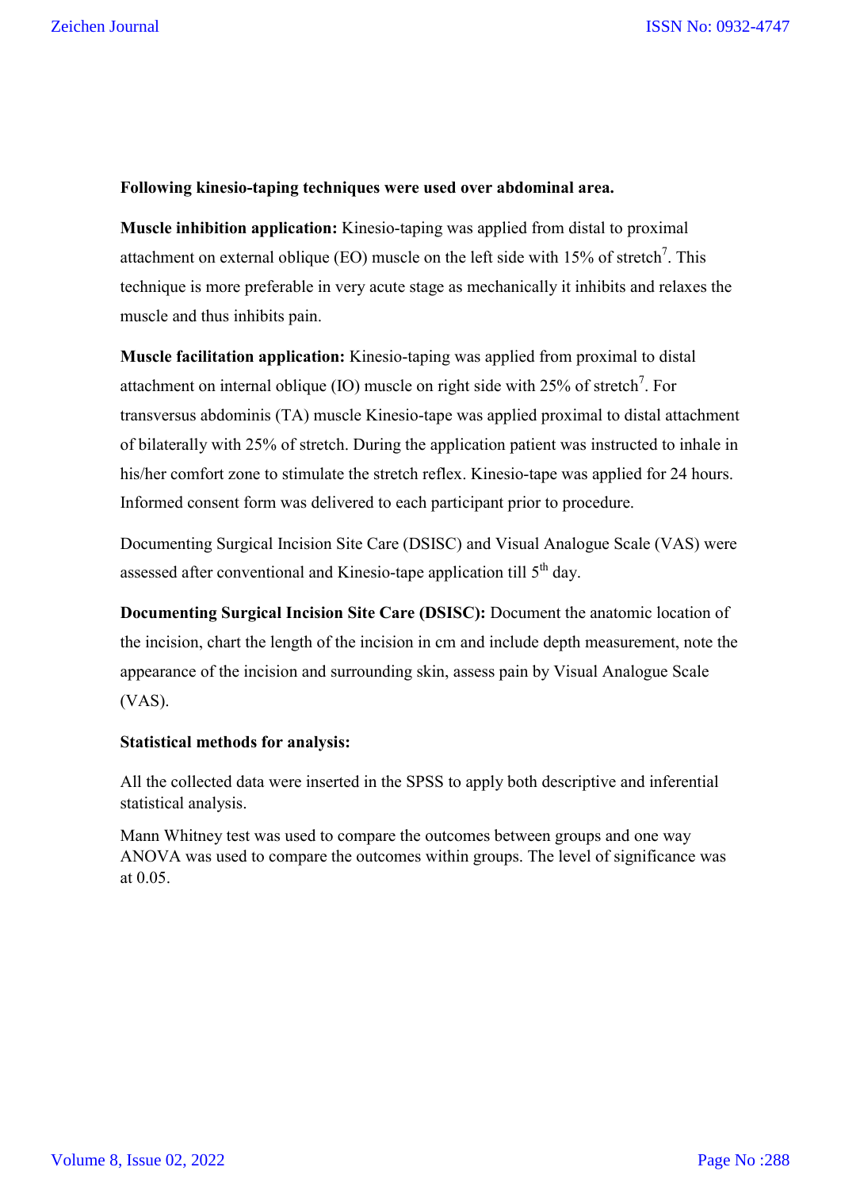**Following kinesio-taping techniques were used over abdominal area.**

**Muscle inhibition application:** Kinesio-taping was applied from distal to proximal attachment on external oblique (EO) muscle on the left side with 15% of stretch[7]. This technique is more preferable in very acute stage as mechanically it inhibits and relaxes the muscle and thus inhibits pain.

**Muscle facilitation application:** Kinesio-taping was applied from proximal to distal attachment on internal oblique (IO) muscle on right side with 25% of stretch[7]. For transversus abdominis (TA) muscle Kinesio-tape was applied proximal to distal attachment of bilaterally with 25% of stretch. During the application patient was instructed to inhale in his/her comfort zone to stimulate the stretch reflex. Kinesio-tape was applied for 24 hours. Informed consent form was delivered to each participant prior to procedure.

Documenting Surgical Incision Site Care (DSISC) and Visual Analogue Scale (VAS) were assessed after conventional and Kinesio-tape application till 5th day.

**Documenting Surgical Incision Site Care (DSISC):** Document the anatomic location of the incision, chart the length of the incision in cm and include depth measurement, note the appearance of the incision and surrounding skin, assess pain by Visual Analogue Scale (VAS).

**Statistical methods for analysis:**

All the collected data were inserted in the SPSS to apply both descriptive and inferential statistical analysis.

Mann Whitney test was used to compare the outcomes between groups and one way ANOVA was used to compare the outcomes within groups. The level of significance was at 0.05.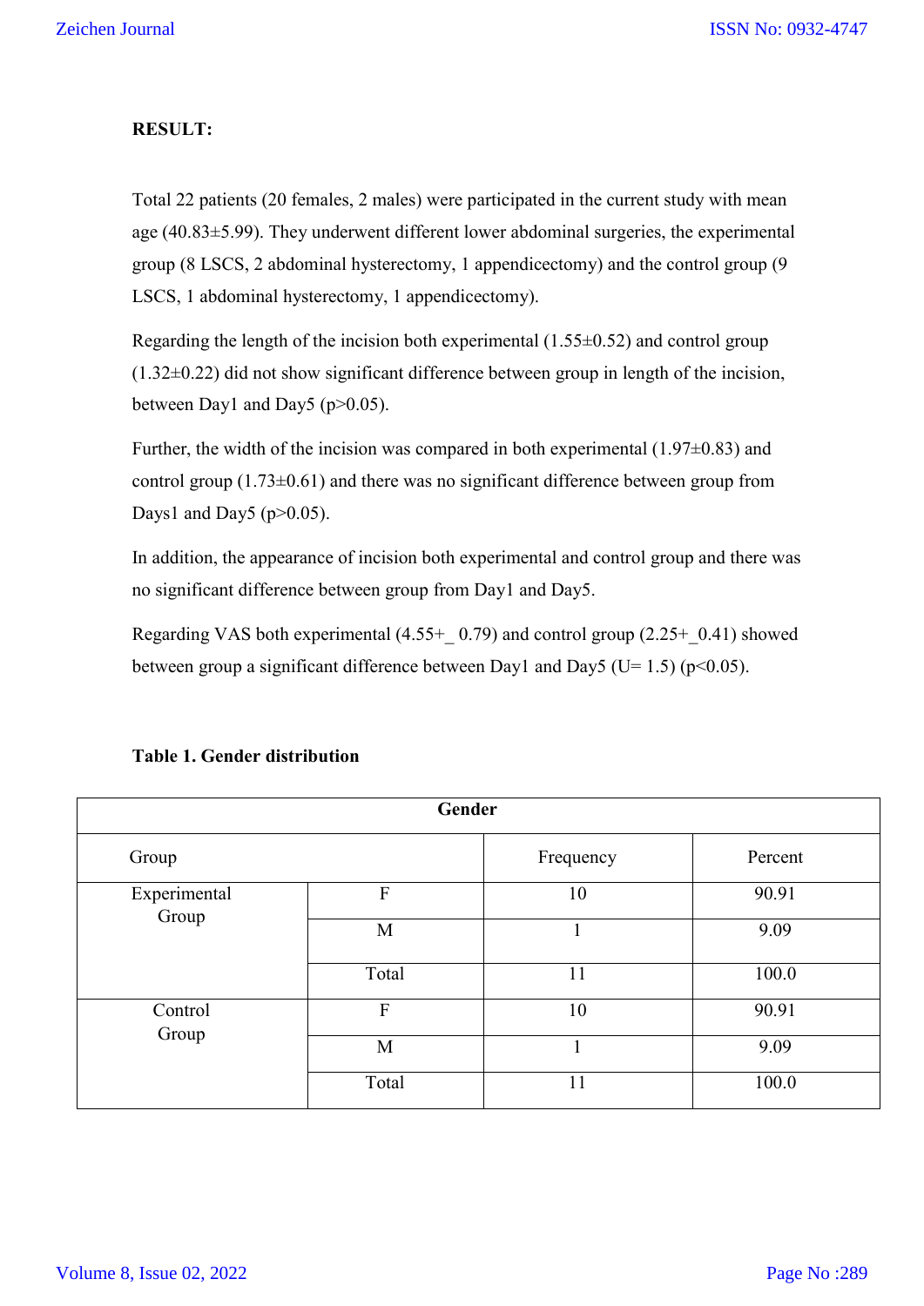**RESULT:**

Total 22 patients (20 females, 2 males) were participated in the current study with mean age (40.83±5.99). They underwent different lower abdominal surgeries, the experimental group (8 LSCS, 2 abdominal hysterectomy, 1 appendicectomy) and the control group (9 LSCS, 1 abdominal hysterectomy, 1 appendicectomy).

Regarding the length of the incision both experimental (1.55±0.52) and control group (1.32±0.22) did not show significant difference between group in length of the incision, between Day1 and Day5 ($p>0.05$).

Further, the width of the incision was compared in both experimental (1.97±0.83) and control group (1.73±0.61) and there was no significant difference between group from Days1 and Day5 ($p>0.05$).

In addition, the appearance of incision both experimental and control group and there was no significant difference between group from Day1 and Day5.

Regarding VAS both experimental (4.55+_ 0.79) and control group (2.25+_0.41) showed between group a significant difference between Day1 and Day5 (U= 1.5) ($p<0.05$).

**Table 1. Gender distribution**

| Gender | | | |
|---|---|---|---|
| Group | | Frequency | Percent |
| Experimental Group | F | 10 | 90.91 |
| | M | 1 | 9.09 |
| | Total | 11 | 100.0 |
| Control Group | F | 10 | 90.91 |
| | M | 1 | 9.09 |
| | Total | 11 | 100.0 |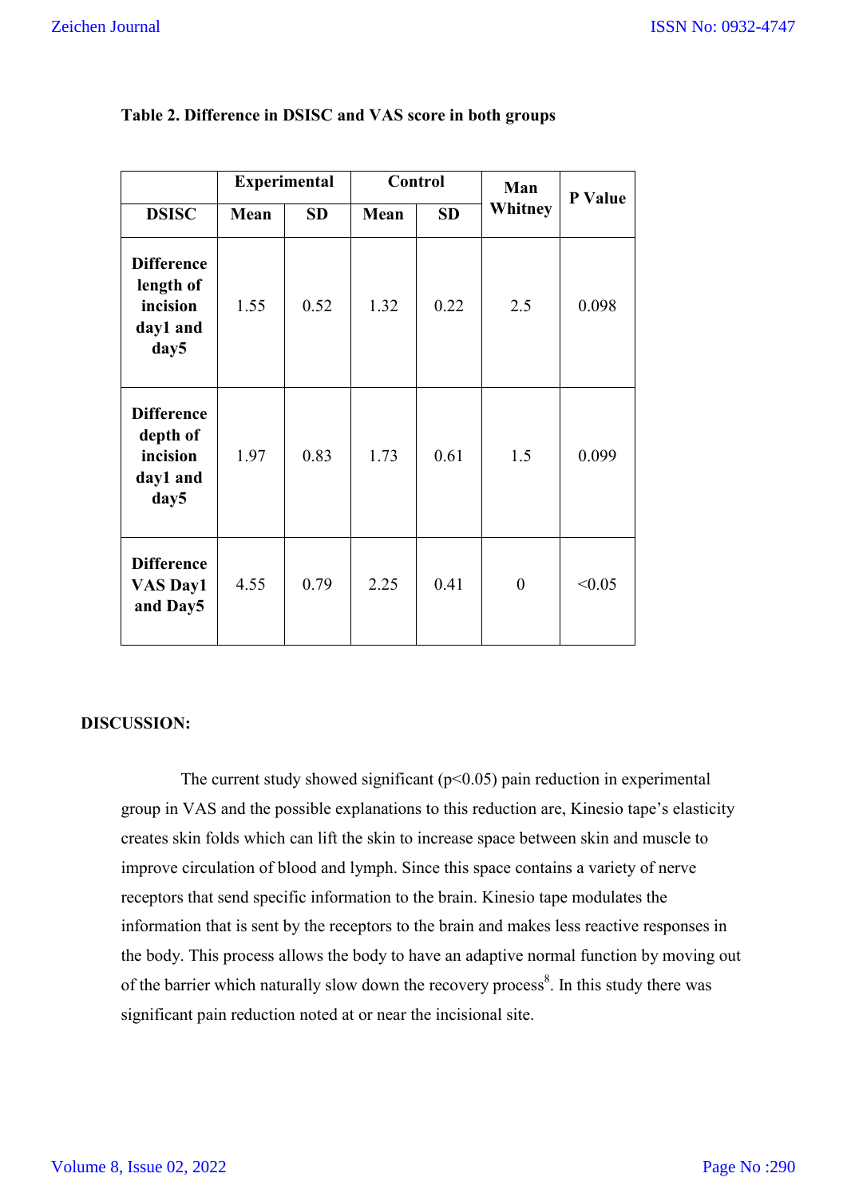**Table 2. Difference in DSISC and VAS score in both groups**

| | Experimental | | Control | | Man Whitney | P Value |
|---|---|---|---|---|---|---|
| **DSISC** | **Mean** | **SD** | **Mean** | **SD** | | |
| **Difference length of incision day1 and day5** | 1.55 | 0.52 | 1.32 | 0.22 | 2.5 | 0.098 |
| **Difference depth of incision day1 and day5** | 1.97 | 0.83 | 1.73 | 0.61 | 1.5 | 0.099 |
| **Difference VAS Day1 and Day5** | 4.55 | 0.79 | 2.25 | 0.41 | 0 | <0.05 |

**DISCUSSION:**

The current study showed significant ($p<0.05$) pain reduction in experimental group in VAS and the possible explanations to this reduction are, Kinesio tape's elasticity creates skin folds which can lift the skin to increase space between skin and muscle to improve circulation of blood and lymph. Since this space contains a variety of nerve receptors that send specific information to the brain. Kinesio tape modulates the information that is sent by the receptors to the brain and makes less reactive responses in the body. This process allows the body to have an adaptive normal function by moving out of the barrier which naturally slow down the recovery process[8]. In this study there was significant pain reduction noted at or near the incisional site.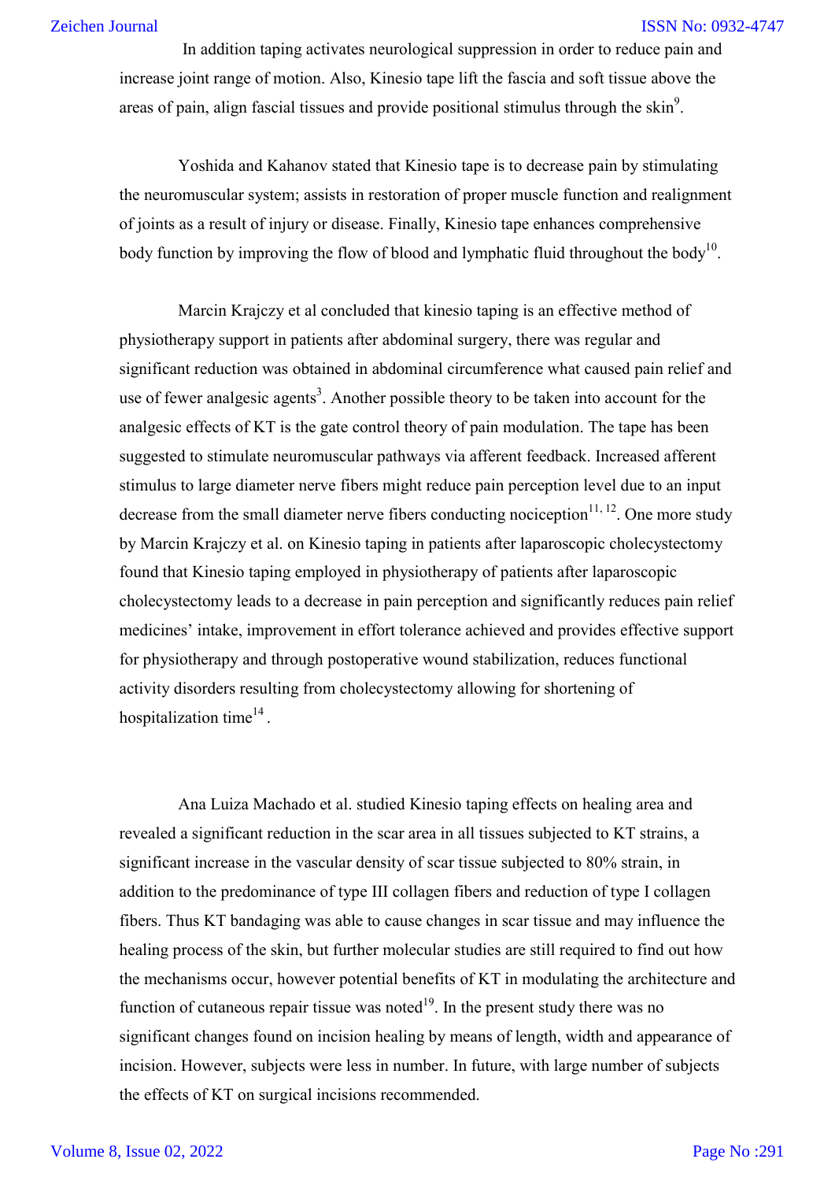In addition taping activates neurological suppression in order to reduce pain and increase joint range of motion. Also, Kinesio tape lift the fascia and soft tissue above the areas of pain, align fascial tissues and provide positional stimulus through the skin[9].

Yoshida and Kahanov stated that Kinesio tape is to decrease pain by stimulating the neuromuscular system; assists in restoration of proper muscle function and realignment of joints as a result of injury or disease. Finally, Kinesio tape enhances comprehensive body function by improving the flow of blood and lymphatic fluid throughout the body[10].

Marcin Krajczy et al concluded that kinesio taping is an effective method of physiotherapy support in patients after abdominal surgery, there was regular and significant reduction was obtained in abdominal circumference what caused pain relief and use of fewer analgesic agents[3]. Another possible theory to be taken into account for the analgesic effects of KT is the gate control theory of pain modulation. The tape has been suggested to stimulate neuromuscular pathways via afferent feedback. Increased afferent stimulus to large diameter nerve fibers might reduce pain perception level due to an input decrease from the small diameter nerve fibers conducting nociception[11, 12]. One more study by Marcin Krajczy et al. on Kinesio taping in patients after laparoscopic cholecystectomy found that Kinesio taping employed in physiotherapy of patients after laparoscopic cholecystectomy leads to a decrease in pain perception and significantly reduces pain relief medicines' intake, improvement in effort tolerance achieved and provides effective support for physiotherapy and through postoperative wound stabilization, reduces functional activity disorders resulting from cholecystectomy allowing for shortening of hospitalization time[14].

Ana Luiza Machado et al. studied Kinesio taping effects on healing area and revealed a significant reduction in the scar area in all tissues subjected to KT strains, a significant increase in the vascular density of scar tissue subjected to 80% strain, in addition to the predominance of type III collagen fibers and reduction of type I collagen fibers. Thus KT bandaging was able to cause changes in scar tissue and may influence the healing process of the skin, but further molecular studies are still required to find out how the mechanisms occur, however potential benefits of KT in modulating the architecture and function of cutaneous repair tissue was noted[19]. In the present study there was no significant changes found on incision healing by means of length, width and appearance of incision. However, subjects were less in number. In future, with large number of subjects the effects of KT on surgical incisions recommended.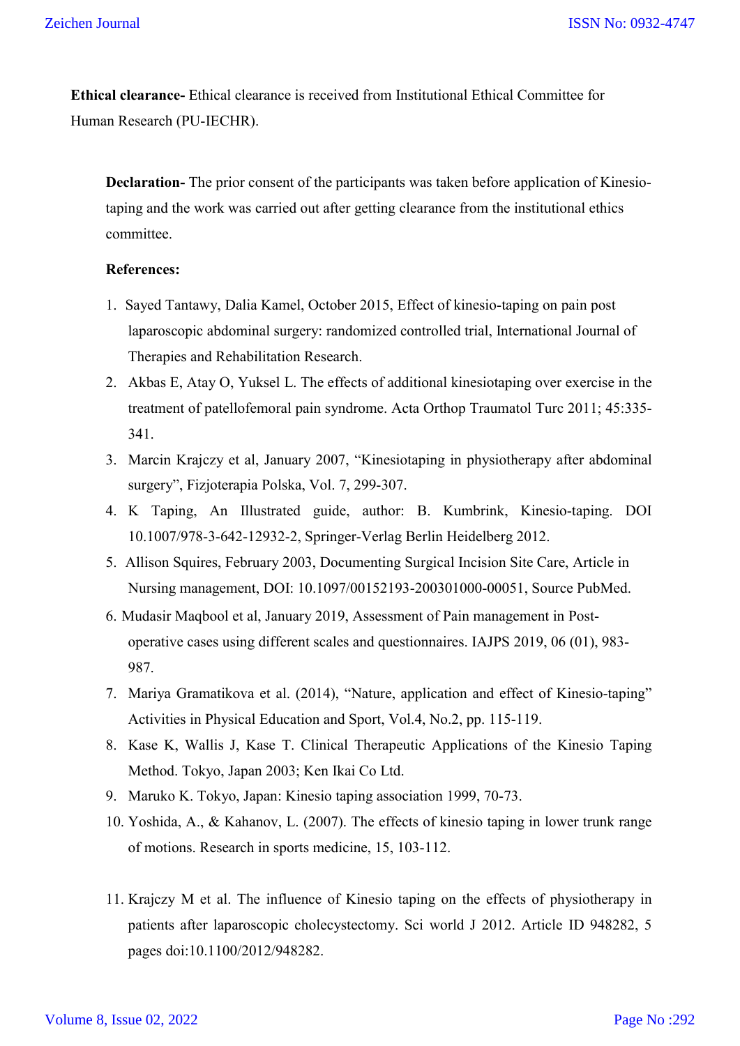**Ethical clearance-** Ethical clearance is received from Institutional Ethical Committee for Human Research (PU-IECHR).

**Declaration-** The prior consent of the participants was taken before application of Kinesio-taping and the work was carried out after getting clearance from the institutional ethics committee.

**References:**

1. Sayed Tantawy, Dalia Kamel, October 2015, Effect of kinesio-taping on pain post laparoscopic abdominal surgery: randomized controlled trial, International Journal of Therapies and Rehabilitation Research.
2. Akbas E, Atay O, Yuksel L. The effects of additional kinesiotaping over exercise in the treatment of patellofemoral pain syndrome. Acta Orthop Traumatol Turc 2011; 45:335-341.
3. Marcin Krajczy et al, January 2007, "Kinesiotaping in physiotherapy after abdominal surgery", Fizjoterapia Polska, Vol. 7, 299-307.
4. K Taping, An Illustrated guide, author: B. Kumbrink, Kinesio-taping. DOI 10.1007/978-3-642-12932-2, Springer-Verlag Berlin Heidelberg 2012.
5. Allison Squires, February 2003, Documenting Surgical Incision Site Care, Article in Nursing management, DOI: 10.1097/00152193-200301000-00051, Source PubMed.
6. Mudasir Maqbool et al, January 2019, Assessment of Pain management in Post-operative cases using different scales and questionnaires. IAJPS 2019, 06 (01), 983-987.
7. Mariya Gramatikova et al. (2014), "Nature, application and effect of Kinesio-taping" Activities in Physical Education and Sport, Vol.4, No.2, pp. 115-119.
8. Kase K, Wallis J, Kase T. Clinical Therapeutic Applications of the Kinesio Taping Method. Tokyo, Japan 2003; Ken Ikai Co Ltd.
9. Maruko K. Tokyo, Japan: Kinesio taping association 1999, 70-73.
10. Yoshida, A., & Kahanov, L. (2007). The effects of kinesio taping in lower trunk range of motions. Research in sports medicine, 15, 103-112.
11. Krajczy M et al. The influence of Kinesio taping on the effects of physiotherapy in patients after laparoscopic cholecystectomy. Sci world J 2012. Article ID 948282, 5 pages doi:10.1100/2012/948282.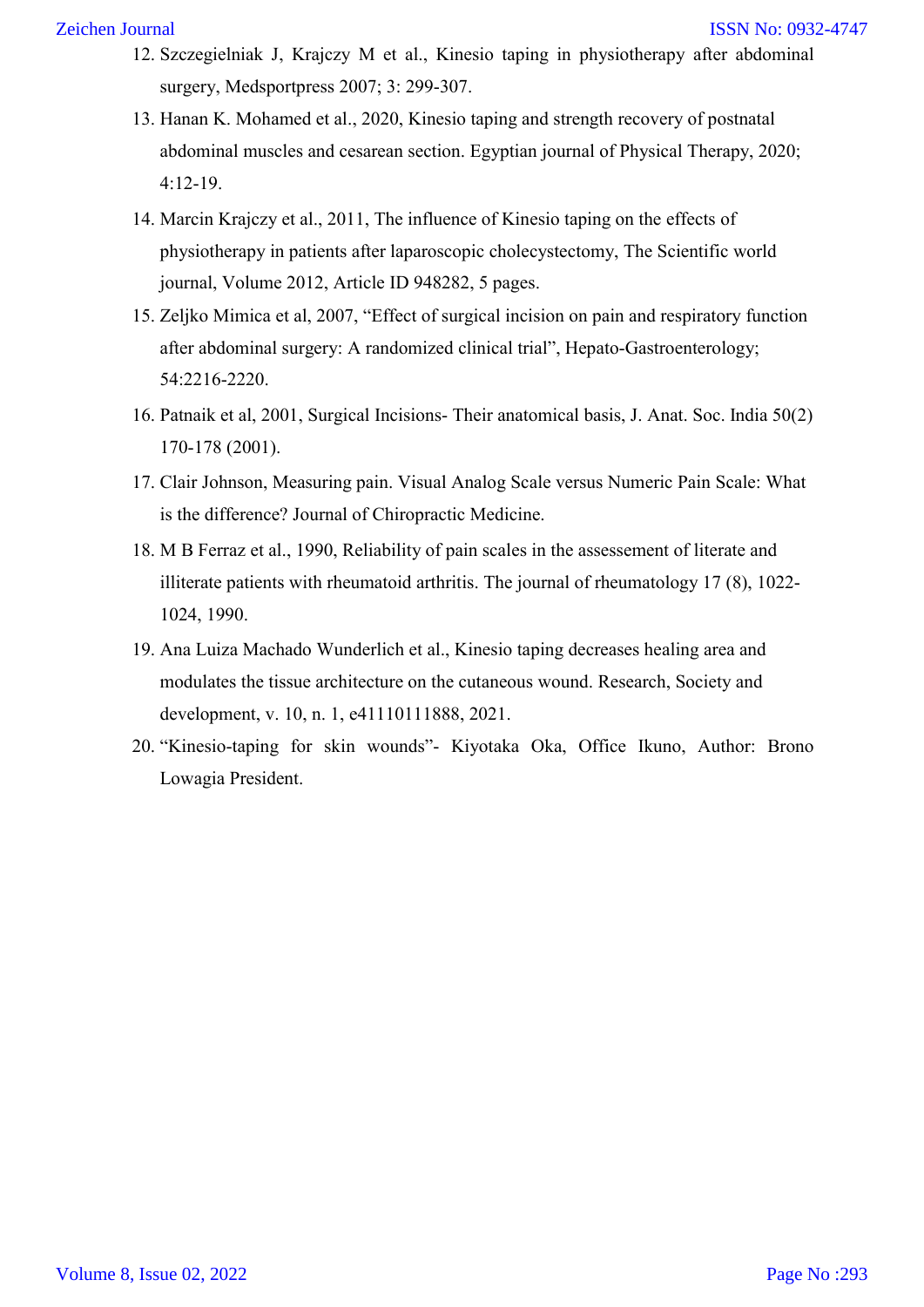12. Szczegielniak J, Krajczy M et al., Kinesio taping in physiotherapy after abdominal surgery, Medsportpress 2007; 3: 299-307.
13. Hanan K. Mohamed et al., 2020, Kinesio taping and strength recovery of postnatal abdominal muscles and cesarean section. Egyptian journal of Physical Therapy, 2020; 4:12-19.
14. Marcin Krajczy et al., 2011, The influence of Kinesio taping on the effects of physiotherapy in patients after laparoscopic cholecystectomy, The Scientific world journal, Volume 2012, Article ID 948282, 5 pages.
15. Zeljko Mimica et al, 2007, "Effect of surgical incision on pain and respiratory function after abdominal surgery: A randomized clinical trial", Hepato-Gastroenterology; 54:2216-2220.
16. Patnaik et al, 2001, Surgical Incisions- Their anatomical basis, J. Anat. Soc. India 50(2) 170-178 (2001).
17. Clair Johnson, Measuring pain. Visual Analog Scale versus Numeric Pain Scale: What is the difference? Journal of Chiropractic Medicine.
18. M B Ferraz et al., 1990, Reliability of pain scales in the assessement of literate and illiterate patients with rheumatoid arthritis. The journal of rheumatology 17 (8), 1022-1024, 1990.
19. Ana Luiza Machado Wunderlich et al., Kinesio taping decreases healing area and modulates the tissue architecture on the cutaneous wound. Research, Society and development, v. 10, n. 1, e41110111888, 2021.
20. "Kinesio-taping for skin wounds"- Kiyotaka Oka, Office Ikuno, Author: Brono Lowagia President.